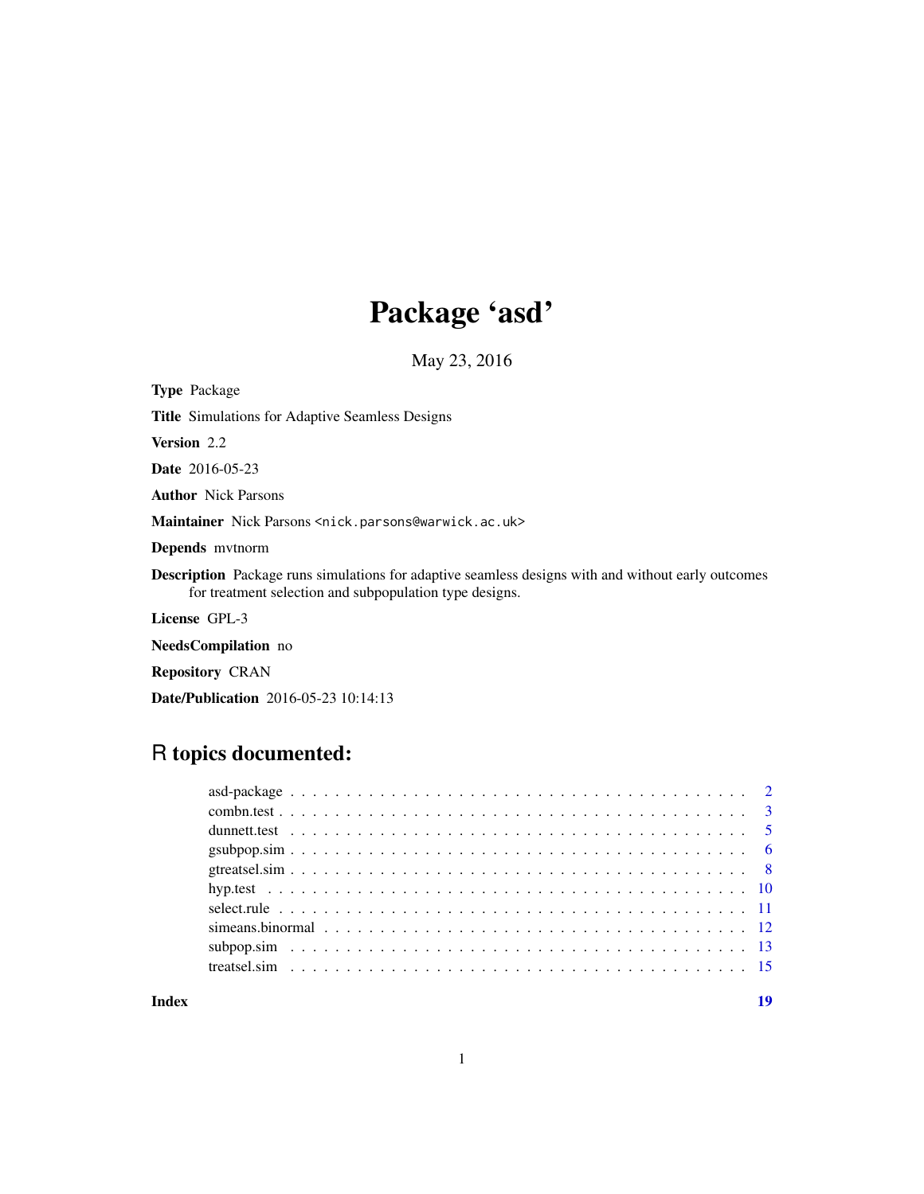# Package 'asd'

May 23, 2016

**Type** Package

**Title** Simulations for Adaptive Seamless Designs

**Version** 2.2

**Date** 2016-05-23

**Author** Nick Parsons

**Maintainer** Nick Parsons <nick.parsons@warwick.ac.uk>

**Depends** mvtnorm

**Description** Package runs simulations for adaptive seamless designs with and without early outcomes for treatment selection and subpopulation type designs.

**License** GPL-3

**NeedsCompilation** no

**Repository** CRAN

**Date/Publication** 2016-05-23 10:14:13

## R topics documented:

| | |
|---|---|
| asd-package | 2 |
| combn.test | 3 |
| dunnett.test | 5 |
| gsubpop.sim | 6 |
| gtreatsel.sim | 8 |
| hyp.test | 10 |
| select.rule | 11 |
| simeans.binormal | 12 |
| subpop.sim | 13 |
| treatsel.sim | 15 |

**Index** **19**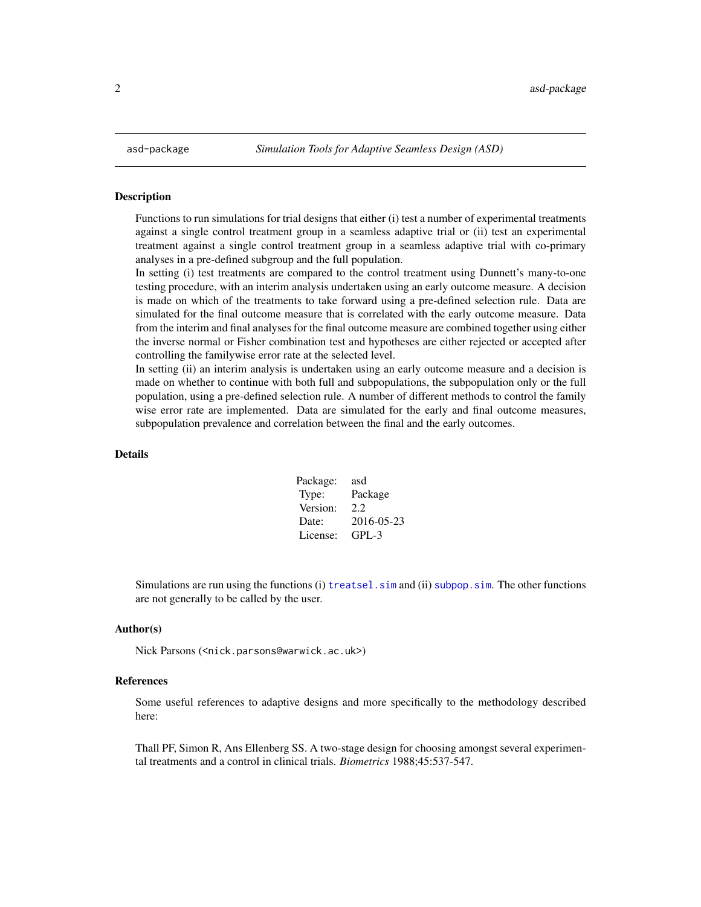## asd-package — *Simulation Tools for Adaptive Seamless Design (ASD)*

### Description

Functions to run simulations for trial designs that either (i) test a number of experimental treatments against a single control treatment group in a seamless adaptive trial or (ii) test an experimental treatment against a single control treatment group in a seamless adaptive trial with co-primary analyses in a pre-defined subgroup and the full population.

In setting (i) test treatments are compared to the control treatment using Dunnett's many-to-one testing procedure, with an interim analysis undertaken using an early outcome measure. A decision is made on which of the treatments to take forward using a pre-defined selection rule. Data are simulated for the final outcome measure that is correlated with the early outcome measure. Data from the interim and final analyses for the final outcome measure are combined together using either the inverse normal or Fisher combination test and hypotheses are either rejected or accepted after controlling the familywise error rate at the selected level.

In setting (ii) an interim analysis is undertaken using an early outcome measure and a decision is made on whether to continue with both full and subpopulations, the subpopulation only or the full population, using a pre-defined selection rule. A number of different methods to control the family wise error rate are implemented. Data are simulated for the early and final outcome measures, subpopulation prevalence and correlation between the final and the early outcomes.

### Details

| | |
|---|---|
| Package: | asd |
| Type: | Package |
| Version: | 2.2 |
| Date: | 2016-05-23 |
| License: | GPL-3 |

Simulations are run using the functions (i) `treatsel.sim` and (ii) `subpop.sim`. The other functions are not generally to be called by the user.

### Author(s)

Nick Parsons (<nick.parsons@warwick.ac.uk>)

### References

Some useful references to adaptive designs and more specifically to the methodology described here:

Thall PF, Simon R, Ans Ellenberg SS. A two-stage design for choosing amongst several experimental treatments and a control in clinical trials. *Biometrics* 1988;45:537-547.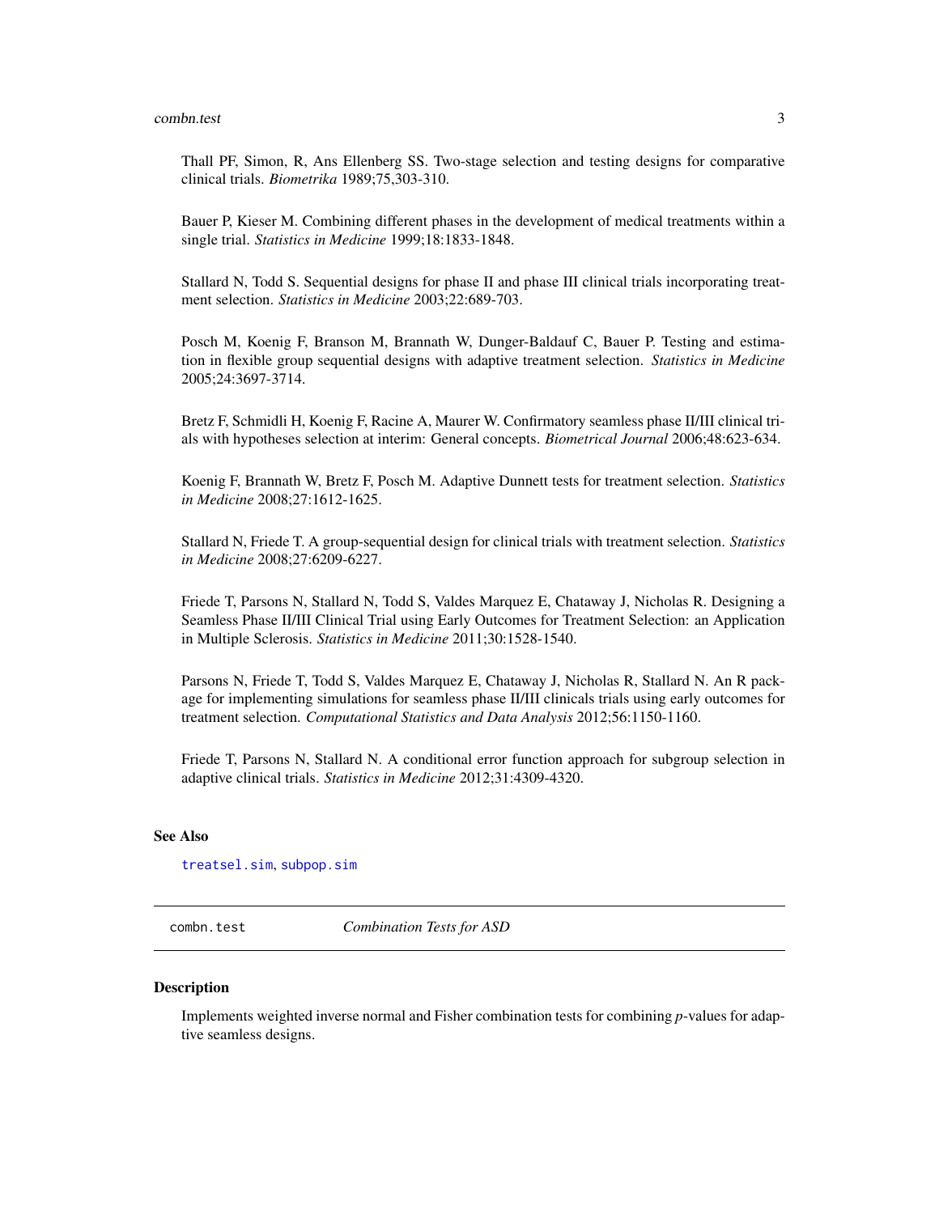Thall PF, Simon, R, Ans Ellenberg SS. Two-stage selection and testing designs for comparative clinical trials. *Biometrika* 1989;75,303-310.

Bauer P, Kieser M. Combining different phases in the development of medical treatments within a single trial. *Statistics in Medicine* 1999;18:1833-1848.

Stallard N, Todd S. Sequential designs for phase II and phase III clinical trials incorporating treatment selection. *Statistics in Medicine* 2003;22:689-703.

Posch M, Koenig F, Branson M, Brannath W, Dunger-Baldauf C, Bauer P. Testing and estimation in flexible group sequential designs with adaptive treatment selection. *Statistics in Medicine* 2005;24:3697-3714.

Bretz F, Schmidli H, Koenig F, Racine A, Maurer W. Confirmatory seamless phase II/III clinical trials with hypotheses selection at interim: General concepts. *Biometrical Journal* 2006;48:623-634.

Koenig F, Brannath W, Bretz F, Posch M. Adaptive Dunnett tests for treatment selection. *Statistics in Medicine* 2008;27:1612-1625.

Stallard N, Friede T. A group-sequential design for clinical trials with treatment selection. *Statistics in Medicine* 2008;27:6209-6227.

Friede T, Parsons N, Stallard N, Todd S, Valdes Marquez E, Chataway J, Nicholas R. Designing a Seamless Phase II/III Clinical Trial using Early Outcomes for Treatment Selection: an Application in Multiple Sclerosis. *Statistics in Medicine* 2011;30:1528-1540.

Parsons N, Friede T, Todd S, Valdes Marquez E, Chataway J, Nicholas R, Stallard N. An R package for implementing simulations for seamless phase II/III clinicals trials using early outcomes for treatment selection. *Computational Statistics and Data Analysis* 2012;56:1150-1160.

Friede T, Parsons N, Stallard N. A conditional error function approach for subgroup selection in adaptive clinical trials. *Statistics in Medicine* 2012;31:4309-4320.

### See Also

`treatsel.sim`, `subpop.sim`

---

## `combn.test` — *Combination Tests for ASD*

### Description

Implements weighted inverse normal and Fisher combination tests for combining *p*-values for adaptive seamless designs.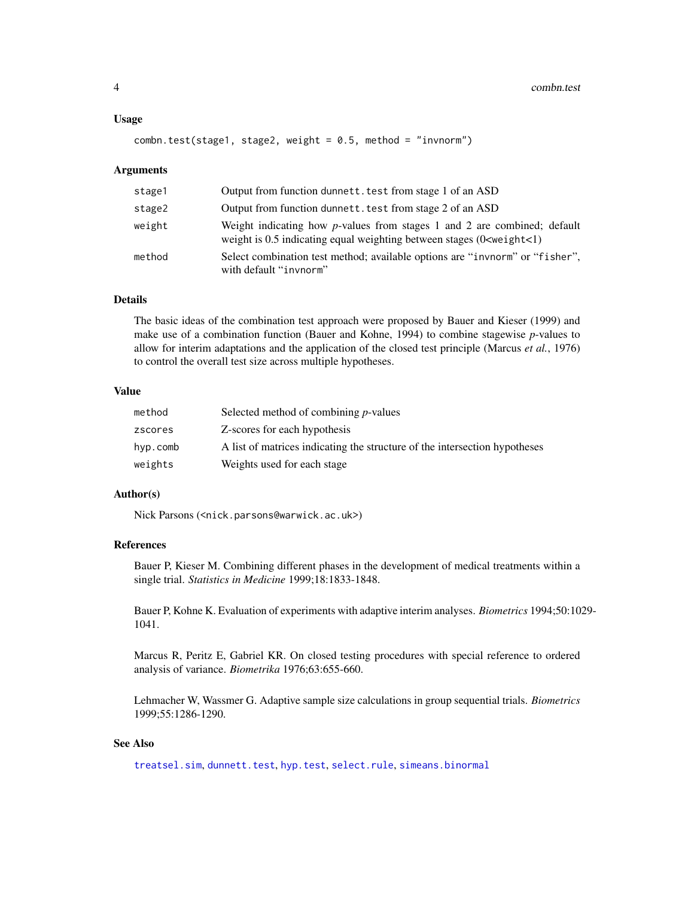### Usage

```
combn.test(stage1, stage2, weight = 0.5, method = "invnorm")
```

### Arguments

| | |
|---|---|
| `stage1` | Output from function `dunnett.test` from stage 1 of an ASD |
| `stage2` | Output from function `dunnett.test` from stage 2 of an ASD |
| `weight` | Weight indicating how *p*-values from stages 1 and 2 are combined; default weight is 0.5 indicating equal weighting between stages (0<`weight`<1) |
| `method` | Select combination test method; available options are "`invnorm`" or "`fisher`", with default "`invnorm`" |

### Details

The basic ideas of the combination test approach were proposed by Bauer and Kieser (1999) and make use of a combination function (Bauer and Kohne, 1994) to combine stagewise *p*-values to allow for interim adaptations and the application of the closed test principle (Marcus *et al.*, 1976) to control the overall test size across multiple hypotheses.

### Value

| | |
|---|---|
| `method` | Selected method of combining *p*-values |
| `zscores` | Z-scores for each hypothesis |
| `hyp.comb` | A list of matrices indicating the structure of the intersection hypotheses |
| `weights` | Weights used for each stage |

### Author(s)

Nick Parsons (<`nick.parsons@warwick.ac.uk`>)

### References

Bauer P, Kieser M. Combining different phases in the development of medical treatments within a single trial. *Statistics in Medicine* 1999;18:1833-1848.

Bauer P, Kohne K. Evaluation of experiments with adaptive interim analyses. *Biometrics* 1994;50:1029-1041.

Marcus R, Peritz E, Gabriel KR. On closed testing procedures with special reference to ordered analysis of variance. *Biometrika* 1976;63:655-660.

Lehmacher W, Wassmer G. Adaptive sample size calculations in group sequential trials. *Biometrics* 1999;55:1286-1290.

### See Also

`treatsel.sim`, `dunnett.test`, `hyp.test`, `select.rule`, `simeans.binormal`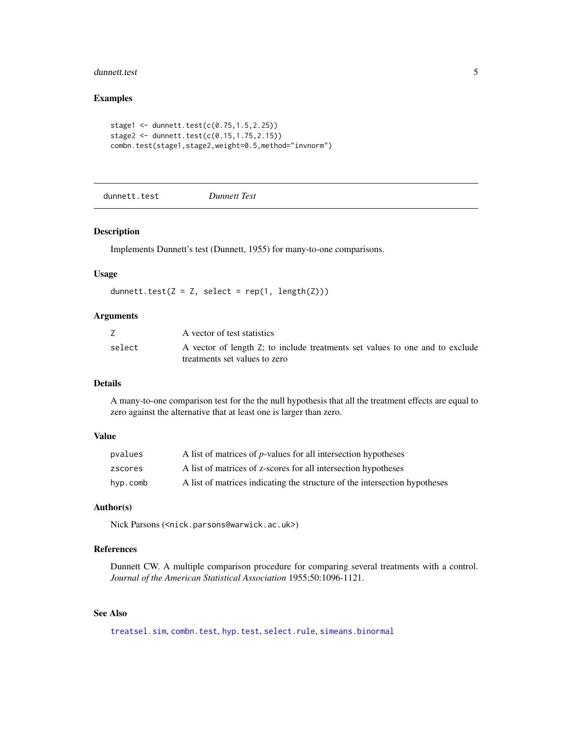### Examples

```
stage1 <- dunnett.test(c(0.75,1.5,2.25))
stage2 <- dunnett.test(c(0.15,1.75,2.15))
combn.test(stage1,stage2,weight=0.5,method="invnorm")
```

---

## dunnett.test *Dunnett Test*

---

### Description

Implements Dunnett's test (Dunnett, 1955) for many-to-one comparisons.

### Usage

```
dunnett.test(Z = Z, select = rep(1, length(Z)))
```

### Arguments

| | |
|---|---|
| `Z` | A vector of test statistics |
| `select` | A vector of length `Z`; to include treatments set values to one and to exclude treatments set values to zero |

### Details

A many-to-one comparison test for the the null hypothesis that all the treatment effects are equal to zero against the alternative that at least one is larger than zero.

### Value

| | |
|---|---|
| `pvalues` | A list of matrices of *p*-values for all intersection hypotheses |
| `zscores` | A list of matrices of z-scores for all intersection hypotheses |
| `hyp.comb` | A list of matrices indicating the structure of the intersection hypotheses |

### Author(s)

Nick Parsons (<nick.parsons@warwick.ac.uk>)

### References

Dunnett CW. A multiple comparison procedure for comparing several treatments with a control. *Journal of the American Statistical Association* 1955;50:1096-1121.

### See Also

`treatsel.sim`, `combn.test`, `hyp.test`, `select.rule`, `simeans.binormal`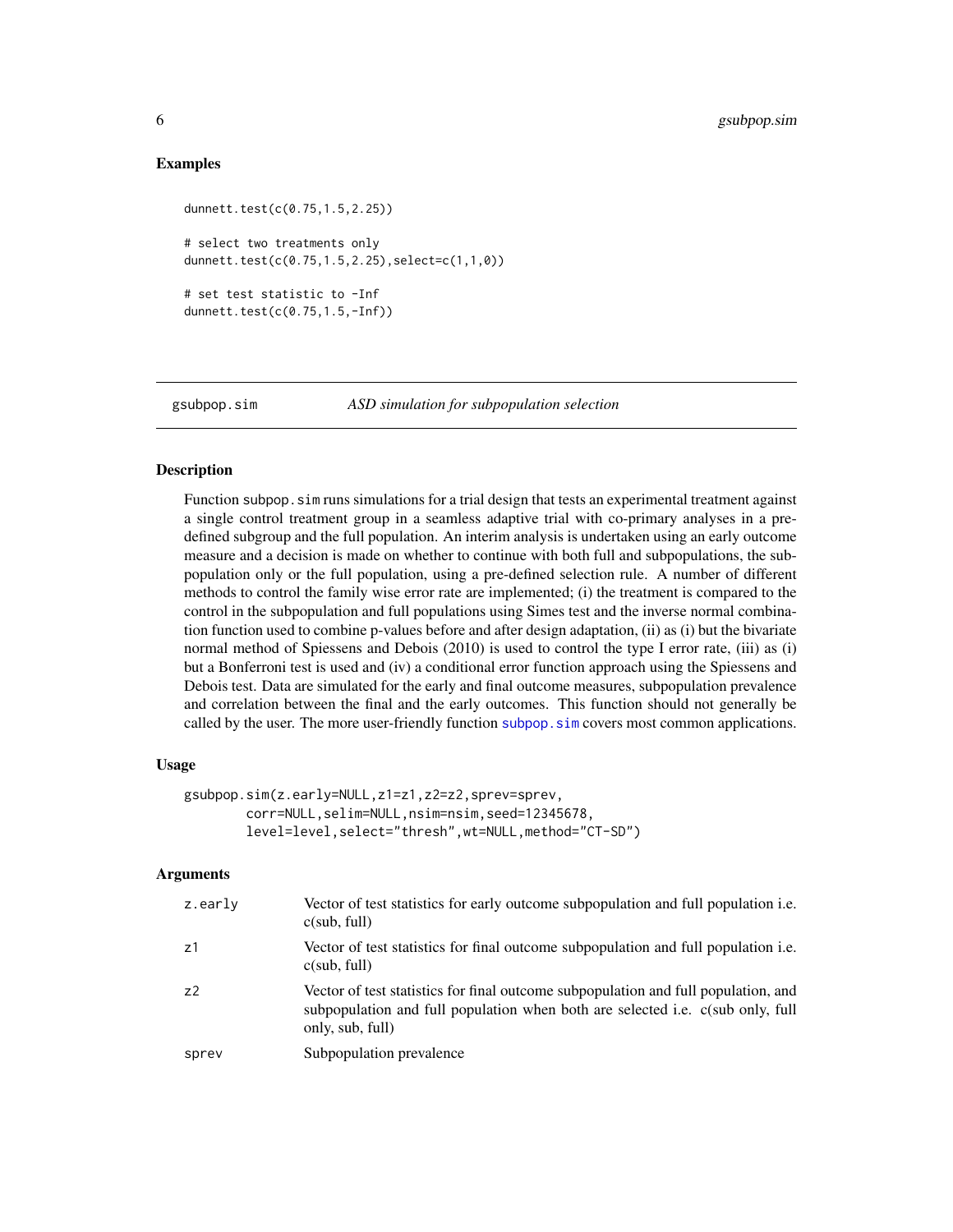## Examples

```
dunnett.test(c(0.75,1.5,2.25))

# select two treatments only
dunnett.test(c(0.75,1.5,2.25),select=c(1,1,0))

# set test statistic to -Inf
dunnett.test(c(0.75,1.5,-Inf))
```

---

# gsubpop.sim — *ASD simulation for subpopulation selection*

---

### Description

Function subpop.sim runs simulations for a trial design that tests an experimental treatment against a single control treatment group in a seamless adaptive trial with co-primary analyses in a pre-defined subgroup and the full population. An interim analysis is undertaken using an early outcome measure and a decision is made on whether to continue with both full and subpopulations, the subpopulation only or the full population, using a pre-defined selection rule. A number of different methods to control the family wise error rate are implemented; (i) the treatment is compared to the control in the subpopulation and full populations using Simes test and the inverse normal combination function used to combine p-values before and after design adaptation, (ii) as (i) but the bivariate normal method of Spiessens and Debois (2010) is used to control the type I error rate, (iii) as (i) but a Bonferroni test is used and (iv) a conditional error function approach using the Spiessens and Debois test. Data are simulated for the early and final outcome measures, subpopulation prevalence and correlation between the final and the early outcomes. This function should not generally be called by the user. The more user-friendly function subpop.sim covers most common applications.

### Usage

```
gsubpop.sim(z.early=NULL,z1=z1,z2=z2,sprev=sprev,
        corr=NULL,selim=NULL,nsim=nsim,seed=12345678,
        level=level,select="thresh",wt=NULL,method="CT-SD")
```

### Arguments

| | |
|---|---|
| z.early | Vector of test statistics for early outcome subpopulation and full population i.e. c(sub, full) |
| z1 | Vector of test statistics for final outcome subpopulation and full population i.e. c(sub, full) |
| z2 | Vector of test statistics for final outcome subpopulation and full population, and subpopulation and full population when both are selected i.e. c(sub only, full only, sub, full) |
| sprev | Subpopulation prevalence |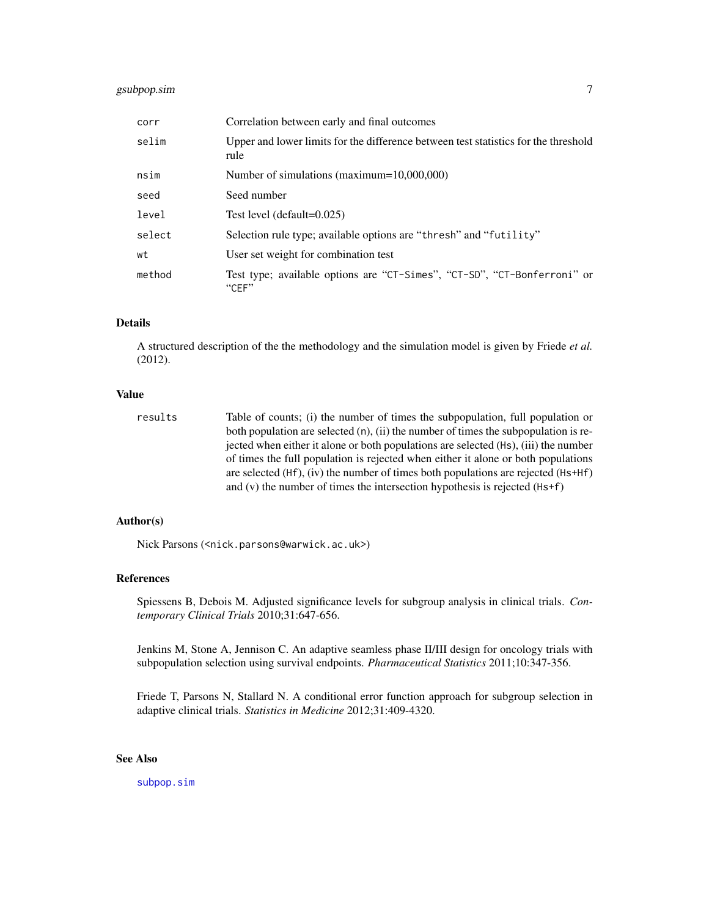| | |
|---|---|
| `corr` | Correlation between early and final outcomes |
| `selim` | Upper and lower limits for the difference between test statistics for the threshold rule |
| `nsim` | Number of simulations (maximum=10,000,000) |
| `seed` | Seed number |
| `level` | Test level (default=0.025) |
| `select` | Selection rule type; available options are "`thresh`" and "`futility`" |
| `wt` | User set weight for combination test |
| `method` | Test type; available options are "`CT-Simes`", "`CT-SD`", "`CT-Bonferroni`" or "`CEF`" |

## Details

A structured description of the the methodology and the simulation model is given by Friede *et al.* (2012).

## Value

| | |
|---|---|
| `results` | Table of counts; (i) the number of times the subpopulation, full population or both population are selected (`n`), (ii) the number of times the subpopulation is rejected when either it alone or both populations are selected (`Hs`), (iii) the number of times the full population is rejected when either it alone or both populations are selected (`Hf`), (iv) the number of times both populations are rejected (`Hs+Hf`) and (v) the number of times the intersection hypothesis is rejected (`Hs+f`) |

## Author(s)

Nick Parsons (<nick.parsons@warwick.ac.uk>)

## References

Spiessens B, Debois M. Adjusted significance levels for subgroup analysis in clinical trials. *Contemporary Clinical Trials* 2010;31:647-656.

Jenkins M, Stone A, Jennison C. An adaptive seamless phase II/III design for oncology trials with subpopulation selection using survival endpoints. *Pharmaceutical Statistics* 2011;10:347-356.

Friede T, Parsons N, Stallard N. A conditional error function approach for subgroup selection in adaptive clinical trials. *Statistics in Medicine* 2012;31:409-4320.

## See Also

subpop.sim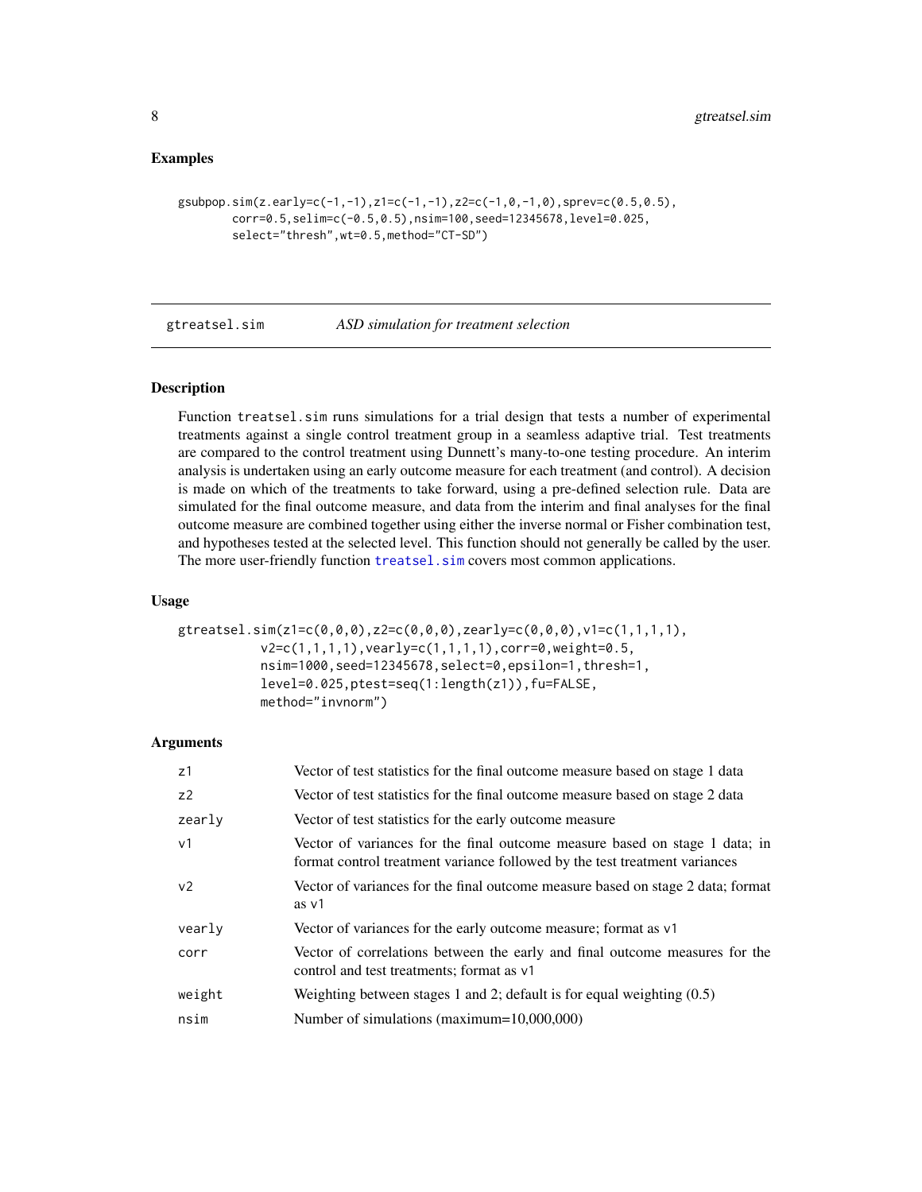## Examples

```
gsubpop.sim(z.early=c(-1,-1),z1=c(-1,-1),z2=c(-1,0,-1,0),sprev=c(0.5,0.5),
        corr=0.5,selim=c(-0.5,0.5),nsim=100,seed=12345678,level=0.025,
        select="thresh",wt=0.5,method="CT-SD")
```

---

# gtreatsel.sim &nbsp;&nbsp;&nbsp; *ASD simulation for treatment selection*

---

## Description

Function treatsel.sim runs simulations for a trial design that tests a number of experimental treatments against a single control treatment group in a seamless adaptive trial. Test treatments are compared to the control treatment using Dunnett's many-to-one testing procedure. An interim analysis is undertaken using an early outcome measure for each treatment (and control). A decision is made on which of the treatments to take forward, using a pre-defined selection rule. Data are simulated for the final outcome measure, and data from the interim and final analyses for the final outcome measure are combined together using either the inverse normal or Fisher combination test, and hypotheses tested at the selected level. This function should not generally be called by the user. The more user-friendly function treatsel.sim covers most common applications.

## Usage

```
gtreatsel.sim(z1=c(0,0,0),z2=c(0,0,0),zearly=c(0,0,0),v1=c(1,1,1,1),
          v2=c(1,1,1,1),vearly=c(1,1,1,1),corr=0,weight=0.5,
          nsim=1000,seed=12345678,select=0,epsilon=1,thresh=1,
          level=0.025,ptest=seq(1:length(z1)),fu=FALSE,
          method="invnorm")
```

## Arguments

| | |
|---|---|
| z1 | Vector of test statistics for the final outcome measure based on stage 1 data |
| z2 | Vector of test statistics for the final outcome measure based on stage 2 data |
| zearly | Vector of test statistics for the early outcome measure |
| v1 | Vector of variances for the final outcome measure based on stage 1 data; in format control treatment variance followed by the test treatment variances |
| v2 | Vector of variances for the final outcome measure based on stage 2 data; format as v1 |
| vearly | Vector of variances for the early outcome measure; format as v1 |
| corr | Vector of correlations between the early and final outcome measures for the control and test treatments; format as v1 |
| weight | Weighting between stages 1 and 2; default is for equal weighting (0.5) |
| nsim | Number of simulations (maximum=10,000,000) |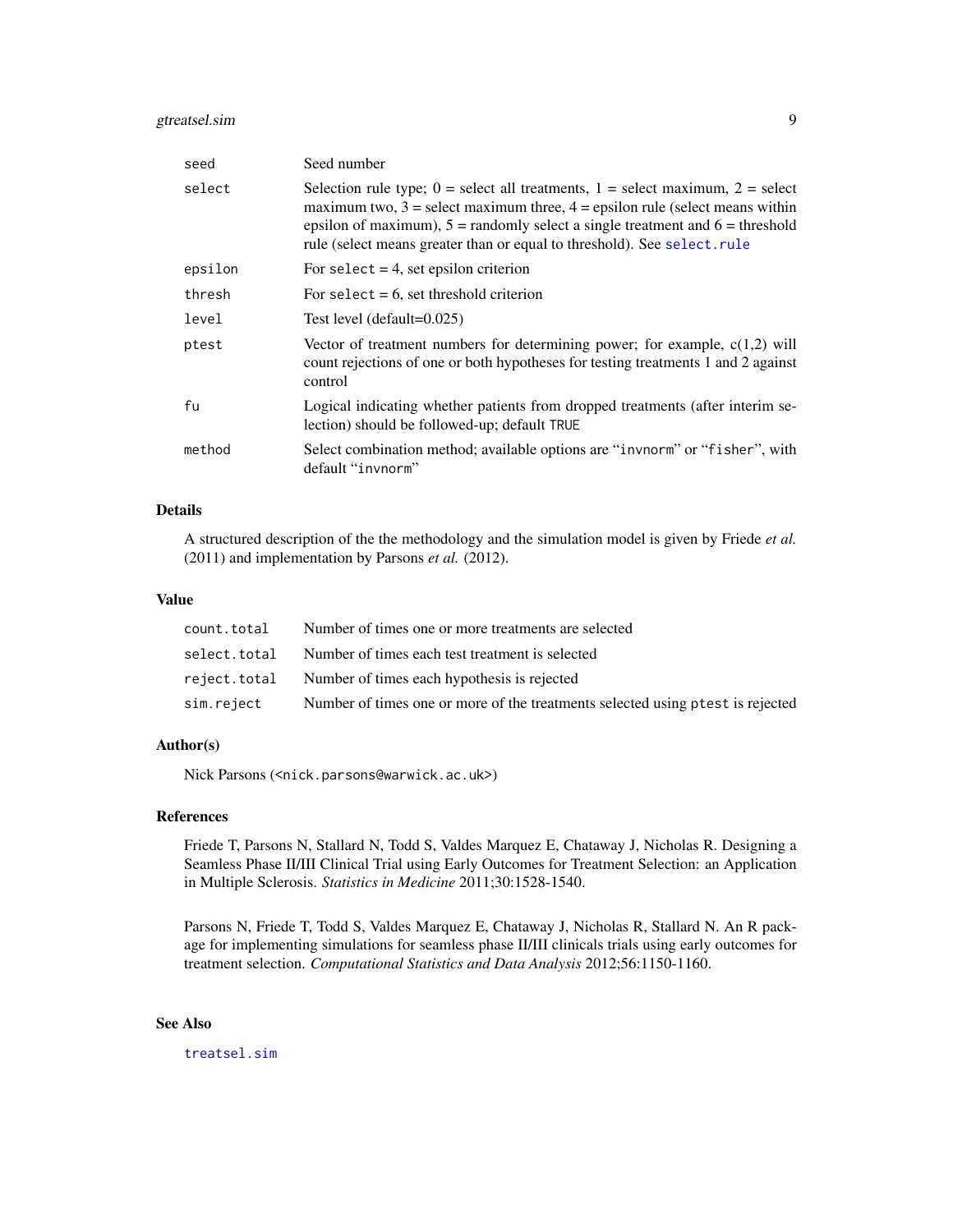| | |
|---|---|
| `seed` | Seed number |
| `select` | Selection rule type; 0 = select all treatments, 1 = select maximum, 2 = select maximum two, 3 = select maximum three, 4 = epsilon rule (select means within epsilon of maximum), 5 = randomly select a single treatment and 6 = threshold rule (select means greater than or equal to threshold). See `select.rule` |
| `epsilon` | For `select` = 4, set epsilon criterion |
| `thresh` | For `select` = 6, set threshold criterion |
| `level` | Test level (default=0.025) |
| `ptest` | Vector of treatment numbers for determining power; for example, c(1,2) will count rejections of one or both hypotheses for testing treatments 1 and 2 against control |
| `fu` | Logical indicating whether patients from dropped treatments (after interim selection) should be followed-up; default `TRUE` |
| `method` | Select combination method; available options are "`invnorm`" or "`fisher`", with default "`invnorm`" |

## Details

A structured description of the the methodology and the simulation model is given by Friede *et al.* (2011) and implementation by Parsons *et al.* (2012).

## Value

| | |
|---|---|
| `count.total` | Number of times one or more treatments are selected |
| `select.total` | Number of times each test treatment is selected |
| `reject.total` | Number of times each hypothesis is rejected |
| `sim.reject` | Number of times one or more of the treatments selected using `ptest` is rejected |

## Author(s)

Nick Parsons (<nick.parsons@warwick.ac.uk>)

## References

Friede T, Parsons N, Stallard N, Todd S, Valdes Marquez E, Chataway J, Nicholas R. Designing a Seamless Phase II/III Clinical Trial using Early Outcomes for Treatment Selection: an Application in Multiple Sclerosis. *Statistics in Medicine* 2011;30:1528-1540.

Parsons N, Friede T, Todd S, Valdes Marquez E, Chataway J, Nicholas R, Stallard N. An R package for implementing simulations for seamless phase II/III clinicals trials using early outcomes for treatment selection. *Computational Statistics and Data Analysis* 2012;56:1150-1160.

## See Also

`treatsel.sim`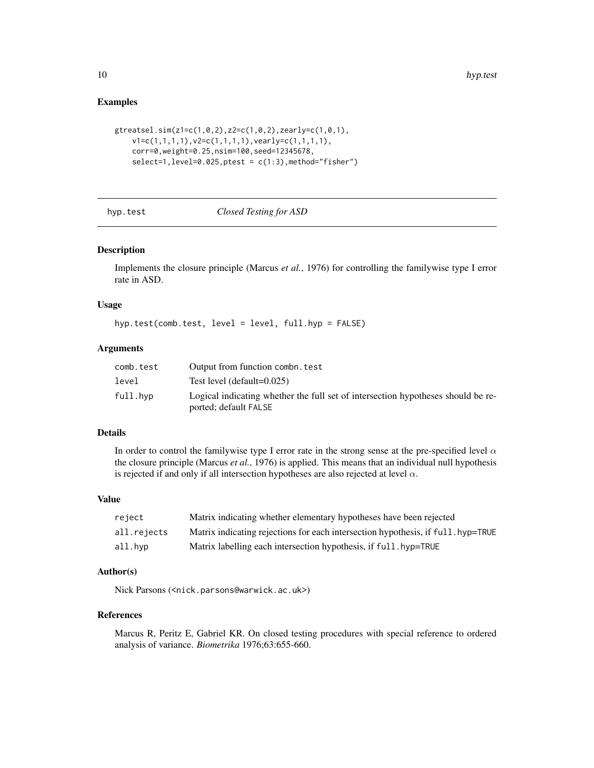## Examples

```
gtreatsel.sim(z1=c(1,0,2),z2=c(1,0,2),zearly=c(1,0,1),
    v1=c(1,1,1,1),v2=c(1,1,1,1),vearly=c(1,1,1,1),
    corr=0,weight=0.25,nsim=100,seed=12345678,
    select=1,level=0.025,ptest = c(1:3),method="fisher")
```

---

# hyp.test *Closed Testing for ASD*

## Description

Implements the closure principle (Marcus *et al.*, 1976) for controlling the familywise type I error rate in ASD.

## Usage

```
hyp.test(comb.test, level = level, full.hyp = FALSE)
```

## Arguments

| | |
|---|---|
| comb.test | Output from function combn.test |
| level | Test level (default=0.025) |
| full.hyp | Logical indicating whether the full set of intersection hypotheses should be reported; default FALSE |

## Details

In order to control the familywise type I error rate in the strong sense at the pre-specified level $\alpha$ the closure principle (Marcus *et al.*, 1976) is applied. This means that an individual null hypothesis is rejected if and only if all intersection hypotheses are also rejected at level $\alpha$.

## Value

| | |
|---|---|
| reject | Matrix indicating whether elementary hypotheses have been rejected |
| all.rejects | Matrix indicating rejections for each intersection hypothesis, if full.hyp=TRUE |
| all.hyp | Matrix labelling each intersection hypothesis, if full.hyp=TRUE |

## Author(s)

Nick Parsons (<nick.parsons@warwick.ac.uk>)

## References

Marcus R, Peritz E, Gabriel KR. On closed testing procedures with special reference to ordered analysis of variance. *Biometrika* 1976;63:655-660.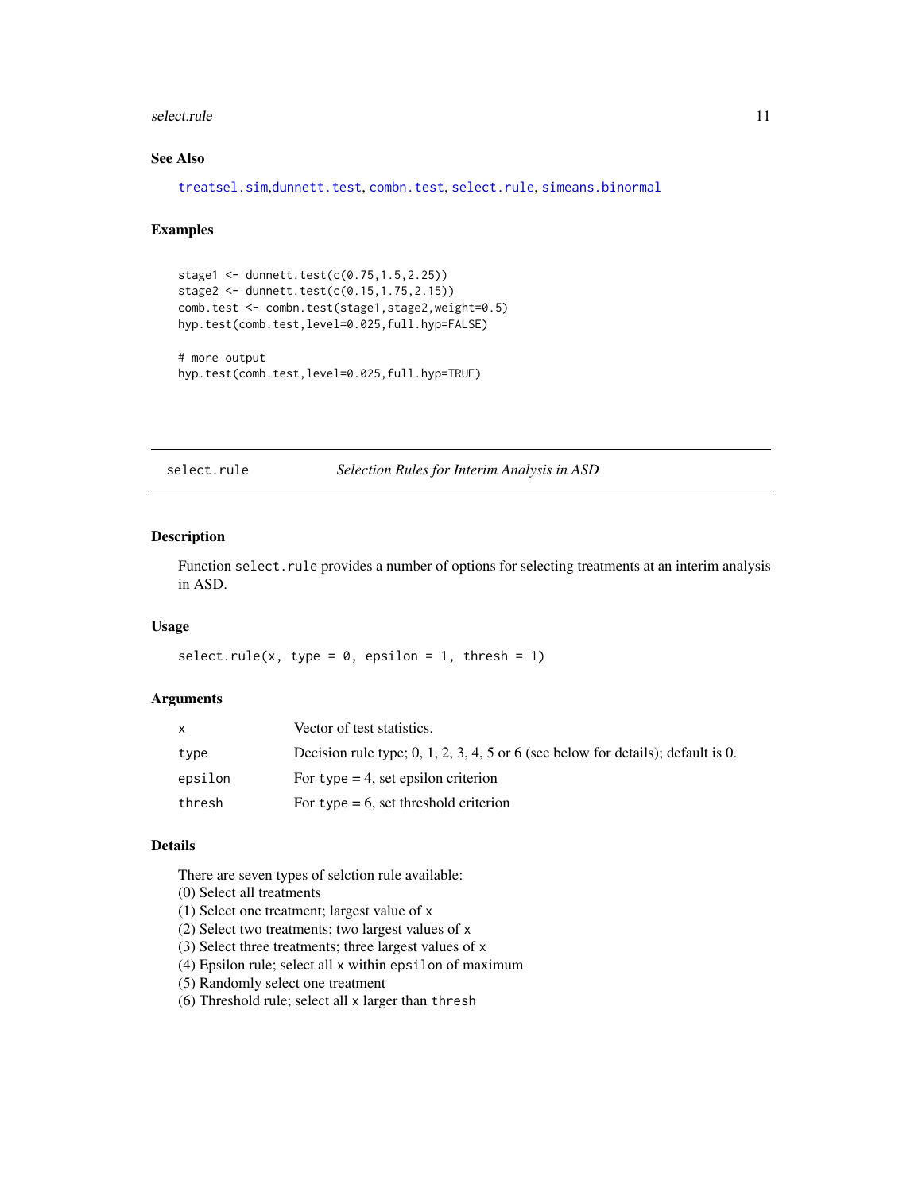## See Also

treatsel.sim,dunnett.test, combn.test, select.rule, simeans.binormal

## Examples

```
stage1 <- dunnett.test(c(0.75,1.5,2.25))
stage2 <- dunnett.test(c(0.15,1.75,2.15))
comb.test <- combn.test(stage1,stage2,weight=0.5)
hyp.test(comb.test,level=0.025,full.hyp=FALSE)

# more output
hyp.test(comb.test,level=0.025,full.hyp=TRUE)
```

---

# select.rule    *Selection Rules for Interim Analysis in ASD*

## Description

Function `select.rule` provides a number of options for selecting treatments at an interim analysis in ASD.

## Usage

```
select.rule(x, type = 0, epsilon = 1, thresh = 1)
```

## Arguments

| | |
|---|---|
| x | Vector of test statistics. |
| type | Decision rule type; 0, 1, 2, 3, 4, 5 or 6 (see below for details); default is 0. |
| epsilon | For type = 4, set epsilon criterion |
| thresh | For type = 6, set threshold criterion |

## Details

There are seven types of selction rule available:
(0) Select all treatments
(1) Select one treatment; largest value of x
(2) Select two treatments; two largest values of x
(3) Select three treatments; three largest values of x
(4) Epsilon rule; select all x within epsilon of maximum
(5) Randomly select one treatment
(6) Threshold rule; select all x larger than thresh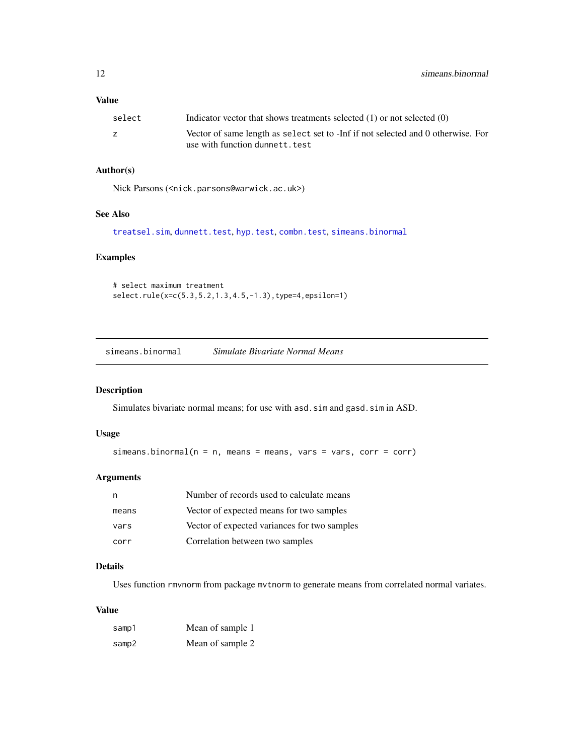### Value

| | |
|---|---|
| select | Indicator vector that shows treatments selected (1) or not selected (0) |
| z | Vector of same length as `select` set to -Inf if not selected and 0 otherwise. For use with function `dunnett.test` |

### Author(s)

Nick Parsons (<nick.parsons@warwick.ac.uk>)

### See Also

`treatsel.sim`, `dunnett.test`, `hyp.test`, `combn.test`, `simeans.binormal`

### Examples

```
# select maximum treatment
select.rule(x=c(5.3,5.2,1.3,4.5,-1.3),type=4,epsilon=1)
```

---

## simeans.binormal *Simulate Bivariate Normal Means*

### Description

Simulates bivariate normal means; for use with `asd.sim` and `gasd.sim` in ASD.

### Usage

```
simeans.binormal(n = n, means = means, vars = vars, corr = corr)
```

### Arguments

| | |
|---|---|
| n | Number of records used to calculate means |
| means | Vector of expected means for two samples |
| vars | Vector of expected variances for two samples |
| corr | Correlation between two samples |

### Details

Uses function `rmvnorm` from package `mvtnorm` to generate means from correlated normal variates.

### Value

| | |
|---|---|
| samp1 | Mean of sample 1 |
| samp2 | Mean of sample 2 |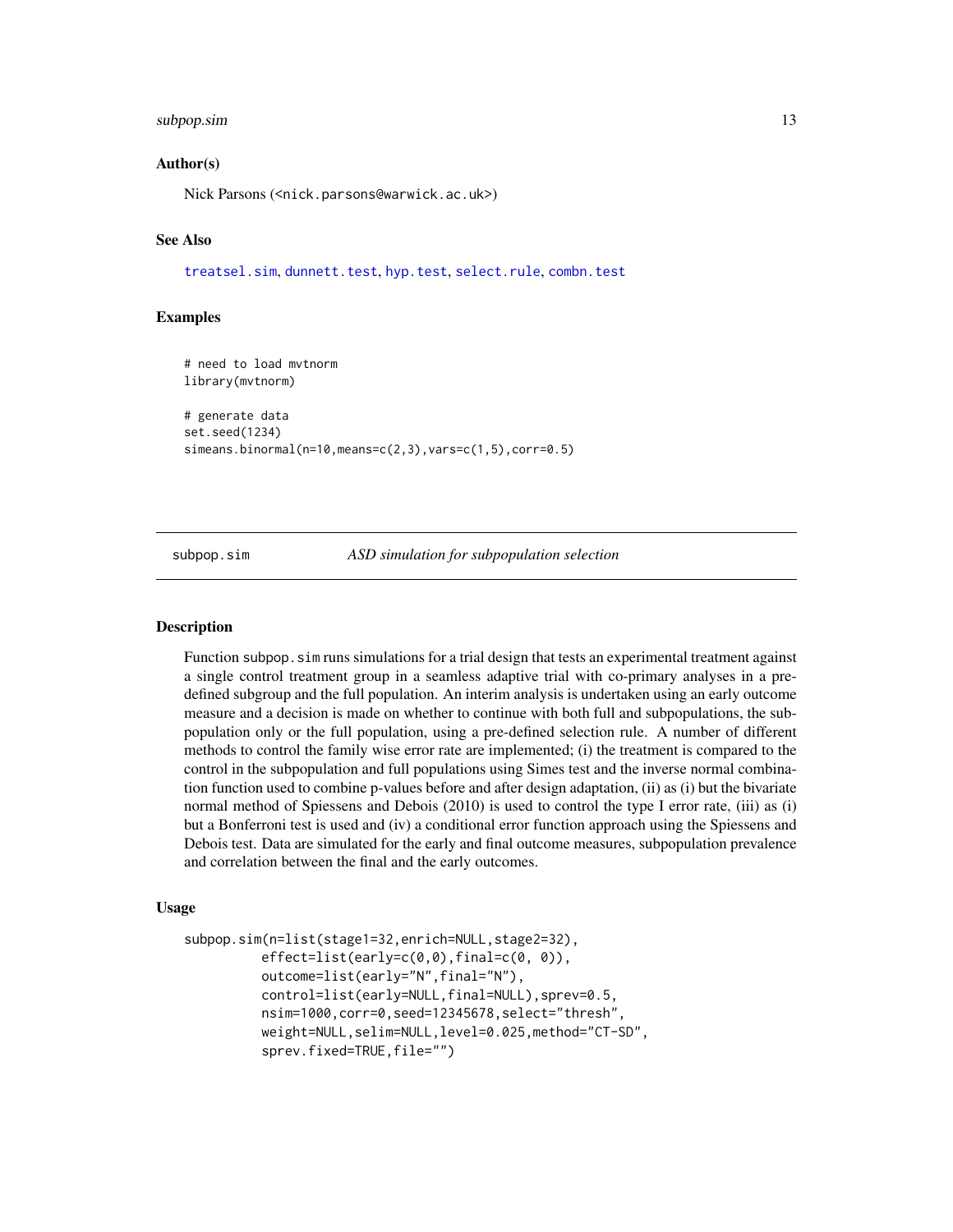### Author(s)

Nick Parsons (<nick.parsons@warwick.ac.uk>)

### See Also

treatsel.sim, dunnett.test, hyp.test, select.rule, combn.test

### Examples

```
# need to load mvtnorm
library(mvtnorm)

# generate data
set.seed(1234)
simeans.binormal(n=10,means=c(2,3),vars=c(1,5),corr=0.5)
```

---

## subpop.sim — *ASD simulation for subpopulation selection*

### Description

Function subpop.sim runs simulations for a trial design that tests an experimental treatment against a single control treatment group in a seamless adaptive trial with co-primary analyses in a pre-defined subgroup and the full population. An interim analysis is undertaken using an early outcome measure and a decision is made on whether to continue with both full and subpopulations, the subpopulation only or the full population, using a pre-defined selection rule. A number of different methods to control the family wise error rate are implemented; (i) the treatment is compared to the control in the subpopulation and full populations using Simes test and the inverse normal combination function used to combine p-values before and after design adaptation, (ii) as (i) but the bivariate normal method of Spiessens and Debois (2010) is used to control the type I error rate, (iii) as (i) but a Bonferroni test is used and (iv) a conditional error function approach using the Spiessens and Debois test. Data are simulated for the early and final outcome measures, subpopulation prevalence and correlation between the final and the early outcomes.

### Usage

```
subpop.sim(n=list(stage1=32,enrich=NULL,stage2=32),
          effect=list(early=c(0,0),final=c(0, 0)),
          outcome=list(early="N",final="N"),
          control=list(early=NULL,final=NULL),sprev=0.5,
          nsim=1000,corr=0,seed=12345678,select="thresh",
          weight=NULL,selim=NULL,level=0.025,method="CT-SD",
          sprev.fixed=TRUE,file="")
```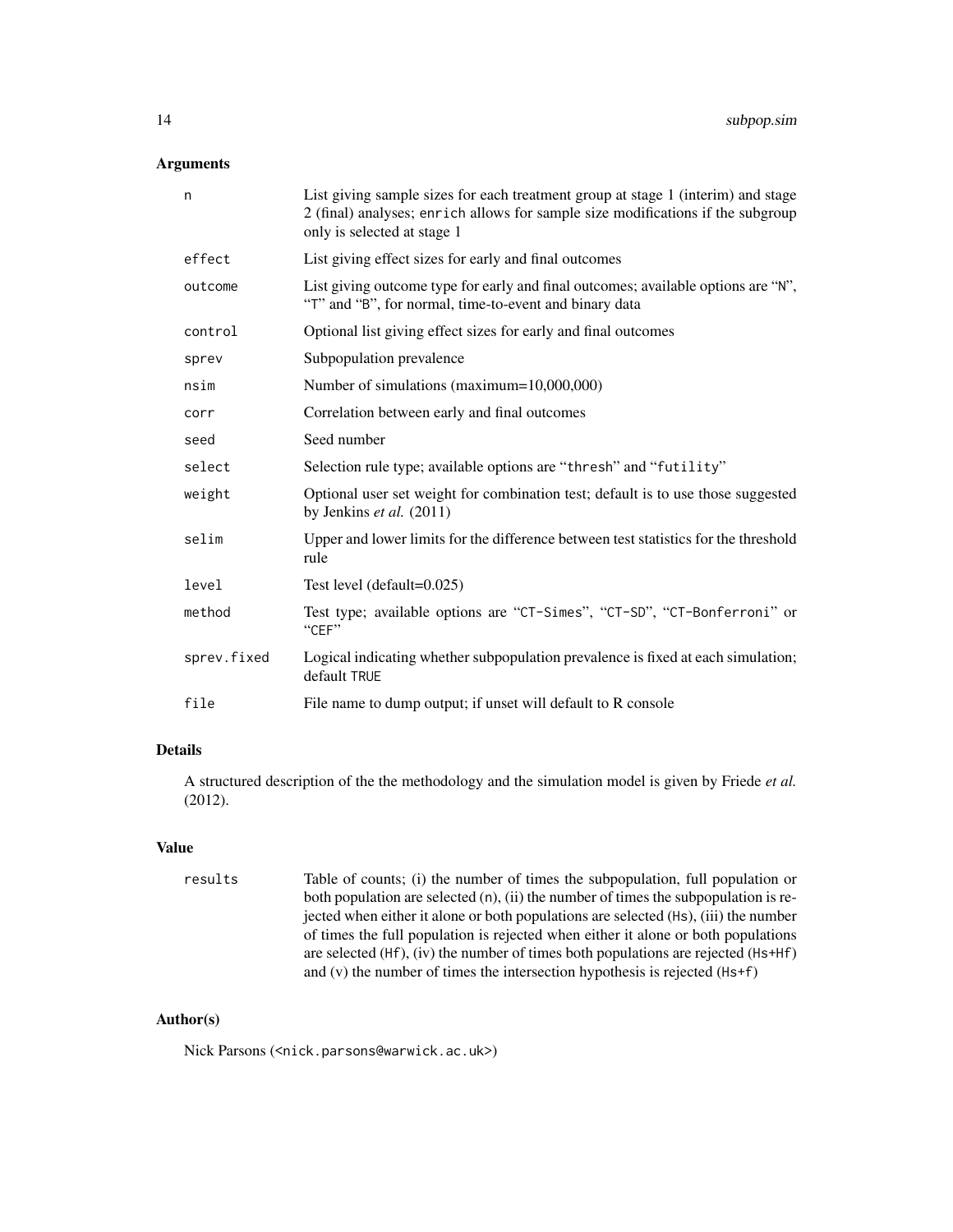## Arguments

| | |
|---|---|
| `n` | List giving sample sizes for each treatment group at stage 1 (interim) and stage 2 (final) analyses; `enrich` allows for sample size modifications if the subgroup only is selected at stage 1 |
| `effect` | List giving effect sizes for early and final outcomes |
| `outcome` | List giving outcome type for early and final outcomes; available options are "N", "T" and "B", for normal, time-to-event and binary data |
| `control` | Optional list giving effect sizes for early and final outcomes |
| `sprev` | Subpopulation prevalence |
| `nsim` | Number of simulations (maximum=10,000,000) |
| `corr` | Correlation between early and final outcomes |
| `seed` | Seed number |
| `select` | Selection rule type; available options are "`thresh`" and "`futility`" |
| `weight` | Optional user set weight for combination test; default is to use those suggested by Jenkins *et al.* (2011) |
| `selim` | Upper and lower limits for the difference between test statistics for the threshold rule |
| `level` | Test level (default=0.025) |
| `method` | Test type; available options are "`CT-Simes`", "`CT-SD`", "`CT-Bonferroni`" or "`CEF`" |
| `sprev.fixed` | Logical indicating whether subpopulation prevalence is fixed at each simulation; default `TRUE` |
| `file` | File name to dump output; if unset will default to R console |

## Details

A structured description of the the methodology and the simulation model is given by Friede *et al.* (2012).

## Value

| | |
|---|---|
| `results` | Table of counts; (i) the number of times the subpopulation, full population or both population are selected (`n`), (ii) the number of times the subpopulation is rejected when either it alone or both populations are selected (`Hs`), (iii) the number of times the full population is rejected when either it alone or both populations are selected (`Hf`), (iv) the number of times both populations are rejected (`Hs+Hf`) and (v) the number of times the intersection hypothesis is rejected (`Hs+f`) |

## Author(s)

Nick Parsons (<nick.parsons@warwick.ac.uk>)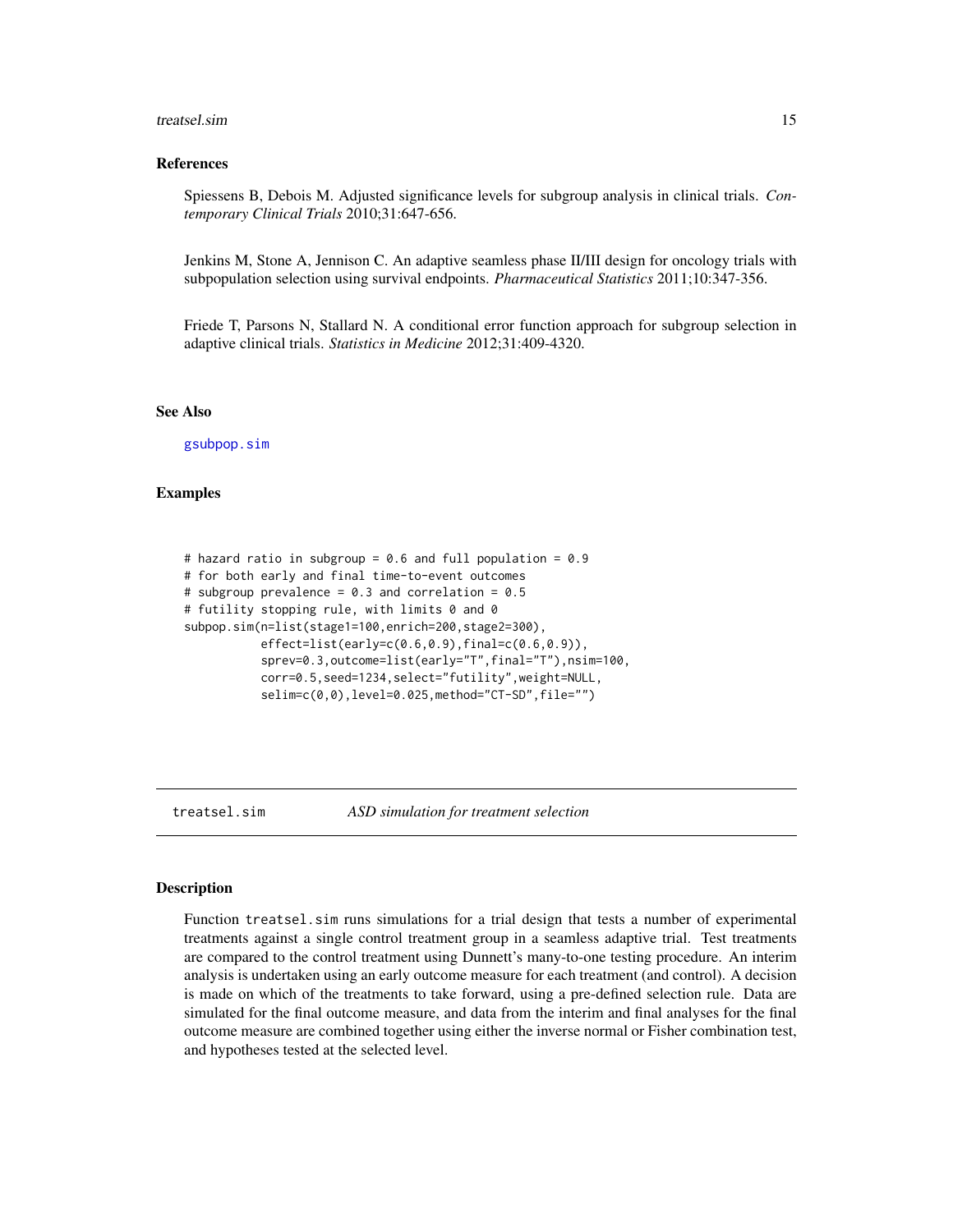### References

Spiessens B, Debois M. Adjusted significance levels for subgroup analysis in clinical trials. *Contemporary Clinical Trials* 2010;31:647-656.

Jenkins M, Stone A, Jennison C. An adaptive seamless phase II/III design for oncology trials with subpopulation selection using survival endpoints. *Pharmaceutical Statistics* 2011;10:347-356.

Friede T, Parsons N, Stallard N. A conditional error function approach for subgroup selection in adaptive clinical trials. *Statistics in Medicine* 2012;31:409-4320.

### See Also

gsubpop.sim

### Examples

```
# hazard ratio in subgroup = 0.6 and full population = 0.9
# for both early and final time-to-event outcomes
# subgroup prevalence = 0.3 and correlation = 0.5
# futility stopping rule, with limits 0 and 0
subpop.sim(n=list(stage1=100,enrich=200,stage2=300),
           effect=list(early=c(0.6,0.9),final=c(0.6,0.9)),
           sprev=0.3,outcome=list(early="T",final="T"),nsim=100,
           corr=0.5,seed=1234,select="futility",weight=NULL,
           selim=c(0,0),level=0.025,method="CT-SD",file="")
```

## treatsel.sim — *ASD simulation for treatment selection*

### Description

Function treatsel.sim runs simulations for a trial design that tests a number of experimental treatments against a single control treatment group in a seamless adaptive trial. Test treatments are compared to the control treatment using Dunnett's many-to-one testing procedure. An interim analysis is undertaken using an early outcome measure for each treatment (and control). A decision is made on which of the treatments to take forward, using a pre-defined selection rule. Data are simulated for the final outcome measure, and data from the interim and final analyses for the final outcome measure are combined together using either the inverse normal or Fisher combination test, and hypotheses tested at the selected level.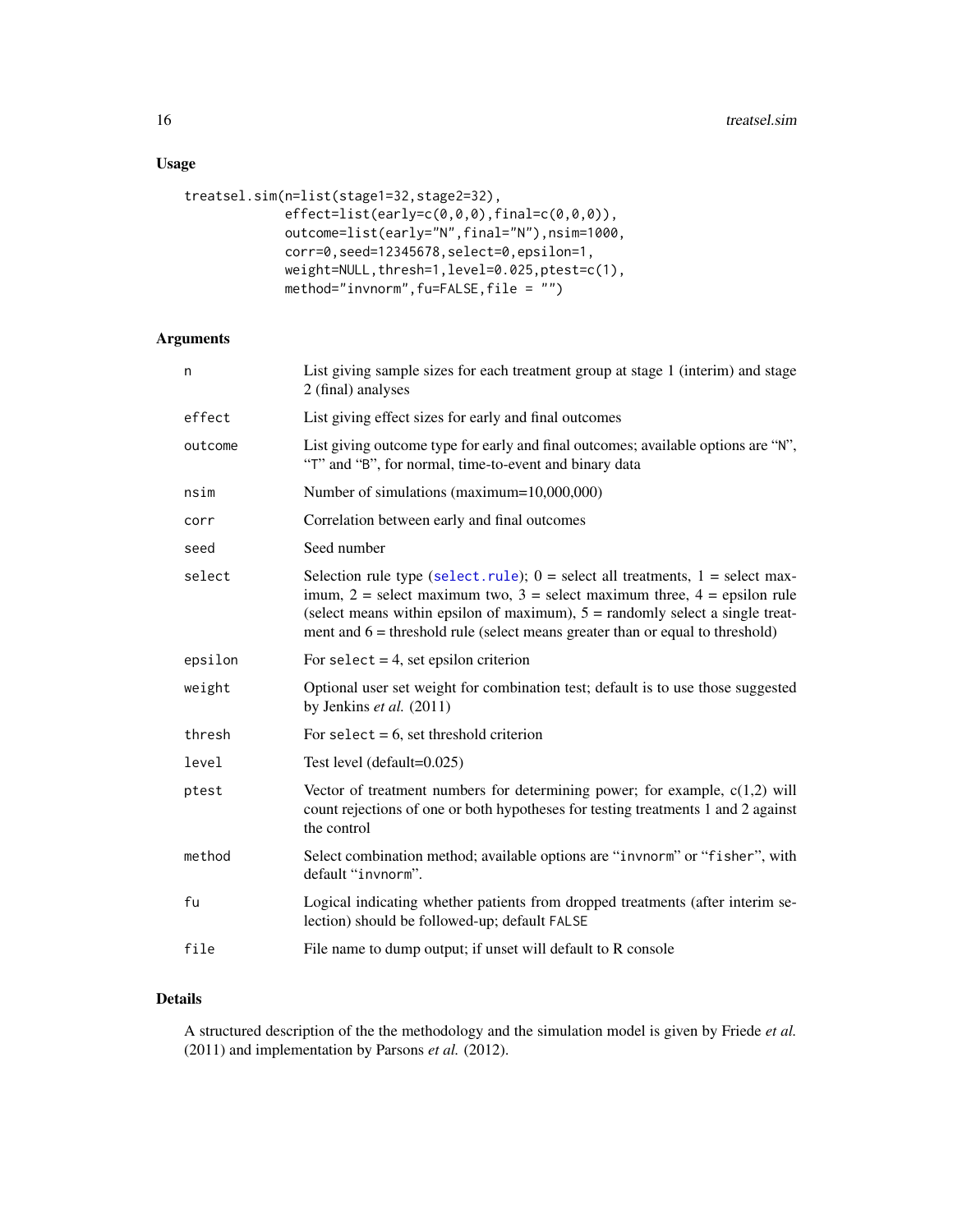## Usage

```
treatsel.sim(n=list(stage1=32,stage2=32),
             effect=list(early=c(0,0,0),final=c(0,0,0)),
             outcome=list(early="N",final="N"),nsim=1000,
             corr=0,seed=12345678,select=0,epsilon=1,
             weight=NULL,thresh=1,level=0.025,ptest=c(1),
             method="invnorm",fu=FALSE,file = "")
```

## Arguments

| | |
|---|---|
| `n` | List giving sample sizes for each treatment group at stage 1 (interim) and stage 2 (final) analyses |
| `effect` | List giving effect sizes for early and final outcomes |
| `outcome` | List giving outcome type for early and final outcomes; available options are "N", "T" and "B", for normal, time-to-event and binary data |
| `nsim` | Number of simulations (maximum=10,000,000) |
| `corr` | Correlation between early and final outcomes |
| `seed` | Seed number |
| `select` | Selection rule type (`select.rule`); 0 = select all treatments, 1 = select maximum, 2 = select maximum two, 3 = select maximum three, 4 = epsilon rule (select means within epsilon of maximum), 5 = randomly select a single treatment and 6 = threshold rule (select means greater than or equal to threshold) |
| `epsilon` | For `select` = 4, set epsilon criterion |
| `weight` | Optional user set weight for combination test; default is to use those suggested by Jenkins *et al.* (2011) |
| `thresh` | For `select` = 6, set threshold criterion |
| `level` | Test level (default=0.025) |
| `ptest` | Vector of treatment numbers for determining power; for example, c(1,2) will count rejections of one or both hypotheses for testing treatments 1 and 2 against the control |
| `method` | Select combination method; available options are "`invnorm`" or "`fisher`", with default "`invnorm`". |
| `fu` | Logical indicating whether patients from dropped treatments (after interim selection) should be followed-up; default `FALSE` |
| `file` | File name to dump output; if unset will default to R console |

## Details

A structured description of the the methodology and the simulation model is given by Friede *et al.* (2011) and implementation by Parsons *et al.* (2012).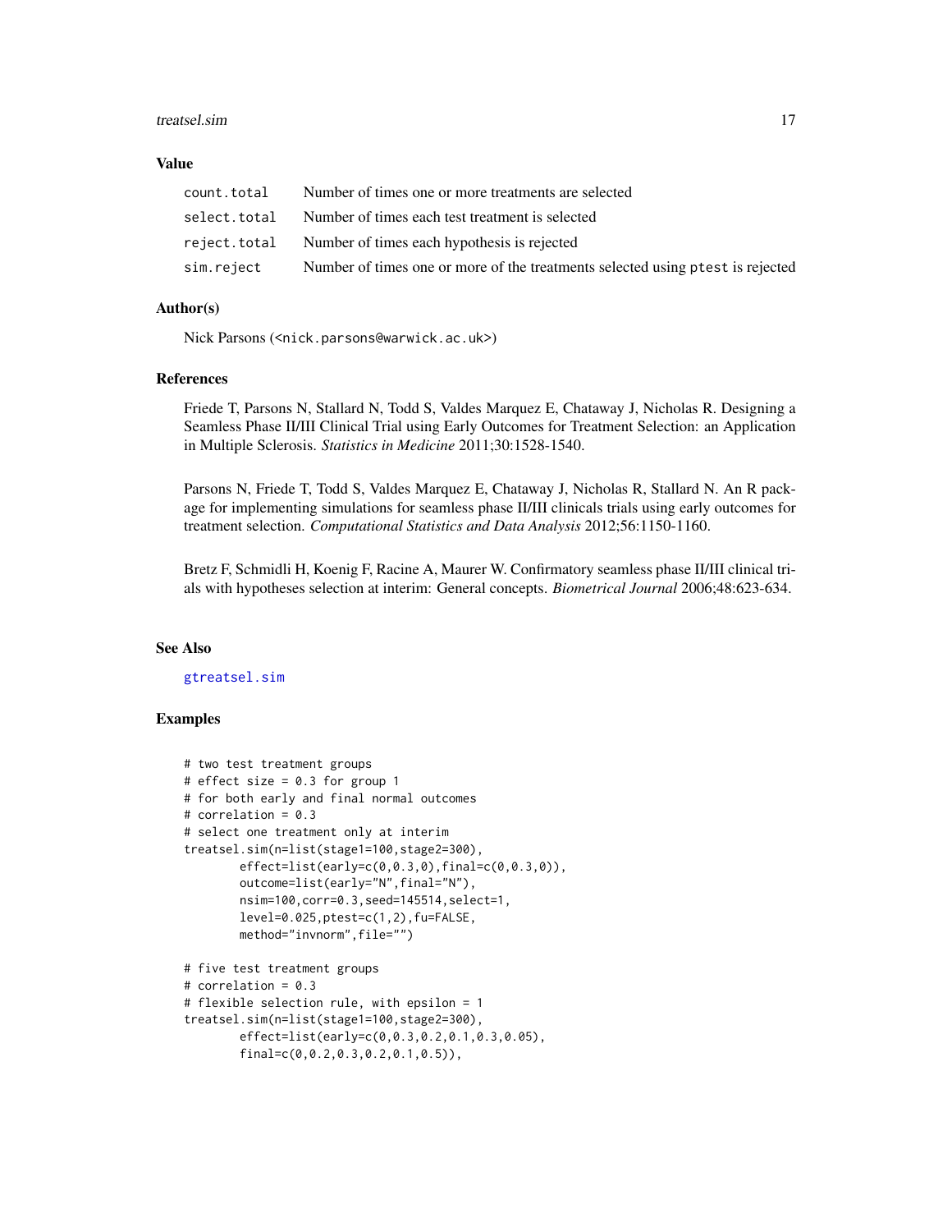## Value

| | |
|---|---|
| `count.total` | Number of times one or more treatments are selected |
| `select.total` | Number of times each test treatment is selected |
| `reject.total` | Number of times each hypothesis is rejected |
| `sim.reject` | Number of times one or more of the treatments selected using `ptest` is rejected |

## Author(s)

Nick Parsons (<nick.parsons@warwick.ac.uk>)

## References

Friede T, Parsons N, Stallard N, Todd S, Valdes Marquez E, Chataway J, Nicholas R. Designing a Seamless Phase II/III Clinical Trial using Early Outcomes for Treatment Selection: an Application in Multiple Sclerosis. *Statistics in Medicine* 2011;30:1528-1540.

Parsons N, Friede T, Todd S, Valdes Marquez E, Chataway J, Nicholas R, Stallard N. An R package for implementing simulations for seamless phase II/III clinicals trials using early outcomes for treatment selection. *Computational Statistics and Data Analysis* 2012;56:1150-1160.

Bretz F, Schmidli H, Koenig F, Racine A, Maurer W. Confirmatory seamless phase II/III clinical trials with hypotheses selection at interim: General concepts. *Biometrical Journal* 2006;48:623-634.

## See Also

`gtreatsel.sim`

## Examples

```
# two test treatment groups
# effect size = 0.3 for group 1
# for both early and final normal outcomes
# correlation = 0.3
# select one treatment only at interim
treatsel.sim(n=list(stage1=100,stage2=300),
        effect=list(early=c(0,0.3,0),final=c(0,0.3,0)),
        outcome=list(early="N",final="N"),
        nsim=100,corr=0.3,seed=145514,select=1,
        level=0.025,ptest=c(1,2),fu=FALSE,
        method="invnorm",file="")

# five test treatment groups
# correlation = 0.3
# flexible selection rule, with epsilon = 1
treatsel.sim(n=list(stage1=100,stage2=300),
        effect=list(early=c(0,0.3,0.2,0.1,0.3,0.05),
        final=c(0,0.2,0.3,0.2,0.1,0.5)),
```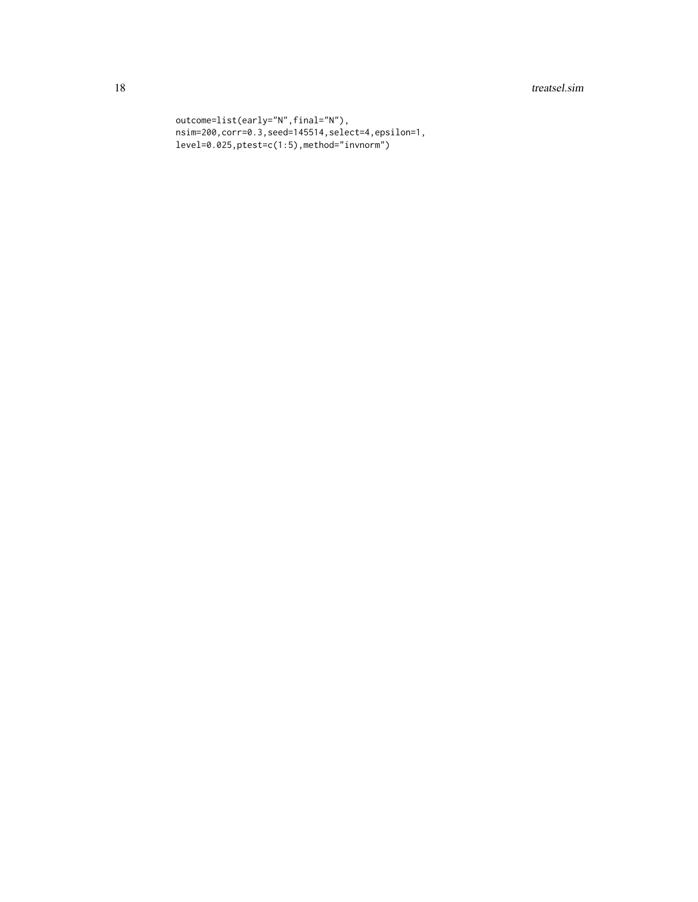```
outcome=list(early="N",final="N"),
nsim=200,corr=0.3,seed=145514,select=4,epsilon=1,
level=0.025,ptest=c(1:5),method="invnorm")
```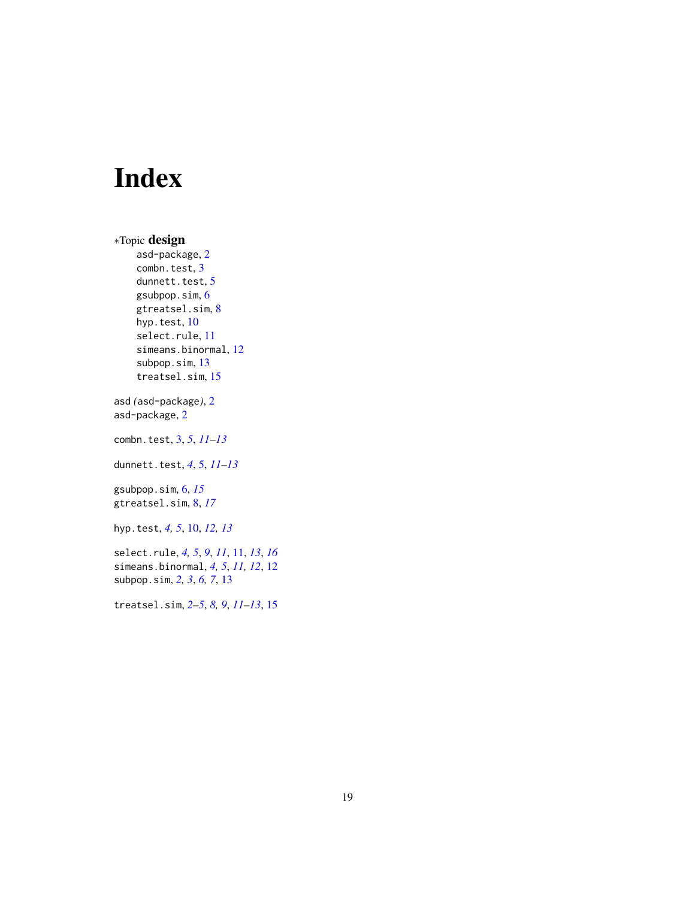# Index

∗Topic **design**

- asd-package, 2
- combn.test, 3
- dunnett.test, 5
- gsubpop.sim, 6
- gtreatsel.sim, 8
- hyp.test, 10
- select.rule, 11
- simeans.binormal, 12
- subpop.sim, 13
- treatsel.sim, 15

asd *(*asd-package*)*, 2
asd-package, 2

combn.test, 3, *5*, *11–13*

dunnett.test, *4*, 5, *11–13*

gsubpop.sim, 6, *15*
gtreatsel.sim, 8, *17*

hyp.test, *4, 5*, 10, *12, 13*

select.rule, *4, 5*, *9*, *11*, 11, *13*, *16*
simeans.binormal, *4, 5*, *11, 12*, 12
subpop.sim, *2, 3*, *6, 7*, 13

treatsel.sim, *2–5*, *8, 9*, *11–13*, 15